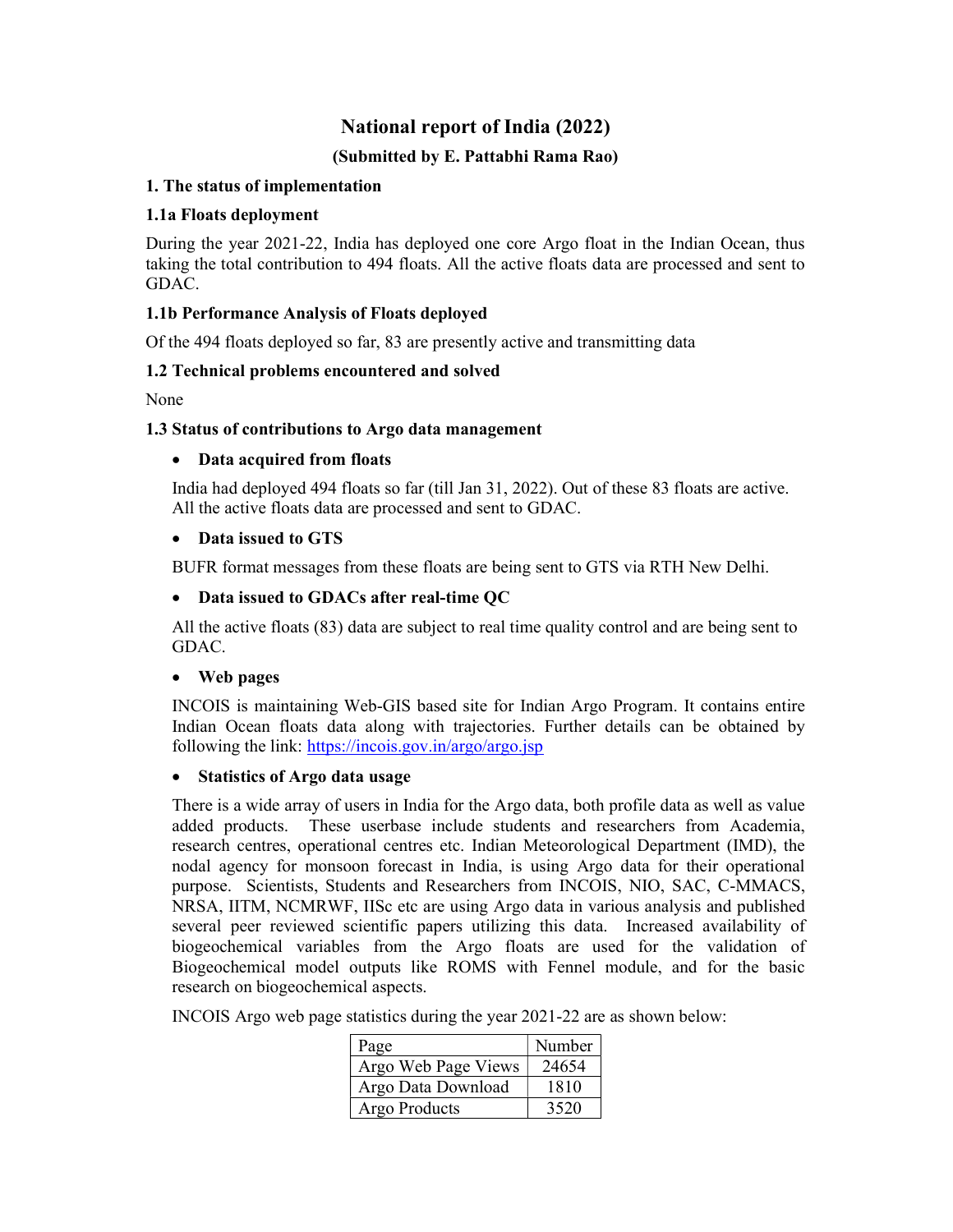# National report of India (2022)

### (Submitted by E. Pattabhi Rama Rao)

## 1. The status of implementation

### 1.1a Floats deployment

During the year 2021-22, India has deployed one core Argo float in the Indian Ocean, thus taking the total contribution to 494 floats. All the active floats data are processed and sent to GDAC.

### 1.1b Performance Analysis of Floats deployed

Of the 494 floats deployed so far, 83 are presently active and transmitting data

### 1.2 Technical problems encountered and solved

None

### 1.3 Status of contributions to Argo data management

- **Data acquired from floats**

  India had deployed 494 floats so far (till Jan 31, 2022). Out of these 83 floats are active. All the active floats data are processed and sent to GDAC.

- **Data issued to GTS**

  BUFR format messages from these floats are being sent to GTS via RTH New Delhi.

- **Data issued to GDACs after real-time QC**

  All the active floats (83) data are subject to real time quality control and are being sent to GDAC.

- **Web pages**

  INCOIS is maintaining Web-GIS based site for Indian Argo Program. It contains entire Indian Ocean floats data along with trajectories. Further details can be obtained by following the link: https://incois.gov.in/argo/argo.jsp

- **Statistics of Argo data usage**

  There is a wide array of users in India for the Argo data, both profile data as well as value added products. These userbase include students and researchers from Academia, research centres, operational centres etc. Indian Meteorological Department (IMD), the nodal agency for monsoon forecast in India, is using Argo data for their operational purpose. Scientists, Students and Researchers from INCOIS, NIO, SAC, C-MMACS, NRSA, IITM, NCMRWF, IISc etc are using Argo data in various analysis and published several peer reviewed scientific papers utilizing this data. Increased availability of biogeochemical variables from the Argo floats are used for the validation of Biogeochemical model outputs like ROMS with Fennel module, and for the basic research on biogeochemical aspects.

  INCOIS Argo web page statistics during the year 2021-22 are as shown below:

| Page | Number |
|---|---|
| Argo Web Page Views | 24654 |
| Argo Data Download | 1810 |
| Argo Products | 3520 |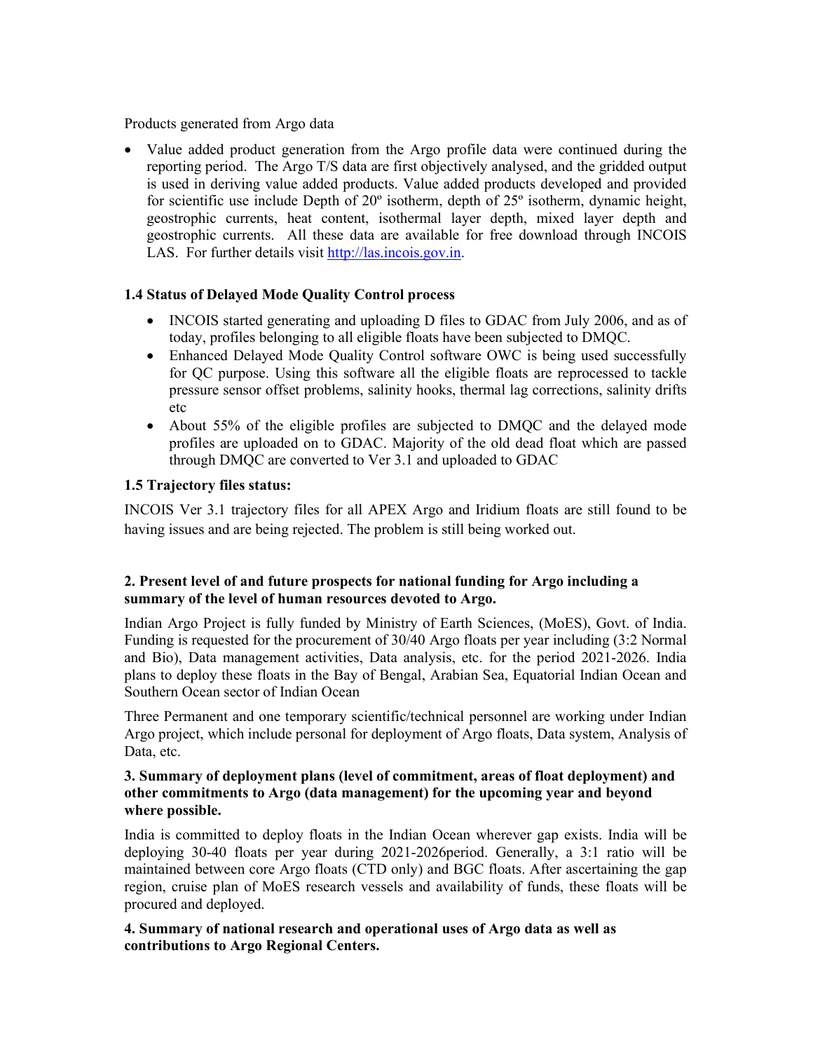Products generated from Argo data

- Value added product generation from the Argo profile data were continued during the reporting period. The Argo T/S data are first objectively analysed, and the gridded output is used in deriving value added products. Value added products developed and provided for scientific use include Depth of 20º isotherm, depth of 25º isotherm, dynamic height, geostrophic currents, heat content, isothermal layer depth, mixed layer depth and geostrophic currents. All these data are available for free download through INCOIS LAS. For further details visit [http://las.incois.gov.in](http://las.incois.gov.in).

### 1.4 Status of Delayed Mode Quality Control process

- INCOIS started generating and uploading D files to GDAC from July 2006, and as of today, profiles belonging to all eligible floats have been subjected to DMQC.
- Enhanced Delayed Mode Quality Control software OWC is being used successfully for QC purpose. Using this software all the eligible floats are reprocessed to tackle pressure sensor offset problems, salinity hooks, thermal lag corrections, salinity drifts etc
- About 55% of the eligible profiles are subjected to DMQC and the delayed mode profiles are uploaded on to GDAC. Majority of the old dead float which are passed through DMQC are converted to Ver 3.1 and uploaded to GDAC

### 1.5 Trajectory files status:

INCOIS Ver 3.1 trajectory files for all APEX Argo and Iridium floats are still found to be having issues and are being rejected. The problem is still being worked out.

## 2. Present level of and future prospects for national funding for Argo including a summary of the level of human resources devoted to Argo.

Indian Argo Project is fully funded by Ministry of Earth Sciences, (MoES), Govt. of India. Funding is requested for the procurement of 30/40 Argo floats per year including (3:2 Normal and Bio), Data management activities, Data analysis, etc. for the period 2021-2026. India plans to deploy these floats in the Bay of Bengal, Arabian Sea, Equatorial Indian Ocean and Southern Ocean sector of Indian Ocean

Three Permanent and one temporary scientific/technical personnel are working under Indian Argo project, which include personal for deployment of Argo floats, Data system, Analysis of Data, etc.

## 3. Summary of deployment plans (level of commitment, areas of float deployment) and other commitments to Argo (data management) for the upcoming year and beyond where possible.

India is committed to deploy floats in the Indian Ocean wherever gap exists. India will be deploying 30-40 floats per year during 2021-2026period. Generally, a 3:1 ratio will be maintained between core Argo floats (CTD only) and BGC floats. After ascertaining the gap region, cruise plan of MoES research vessels and availability of funds, these floats will be procured and deployed.

## 4. Summary of national research and operational uses of Argo data as well as contributions to Argo Regional Centers.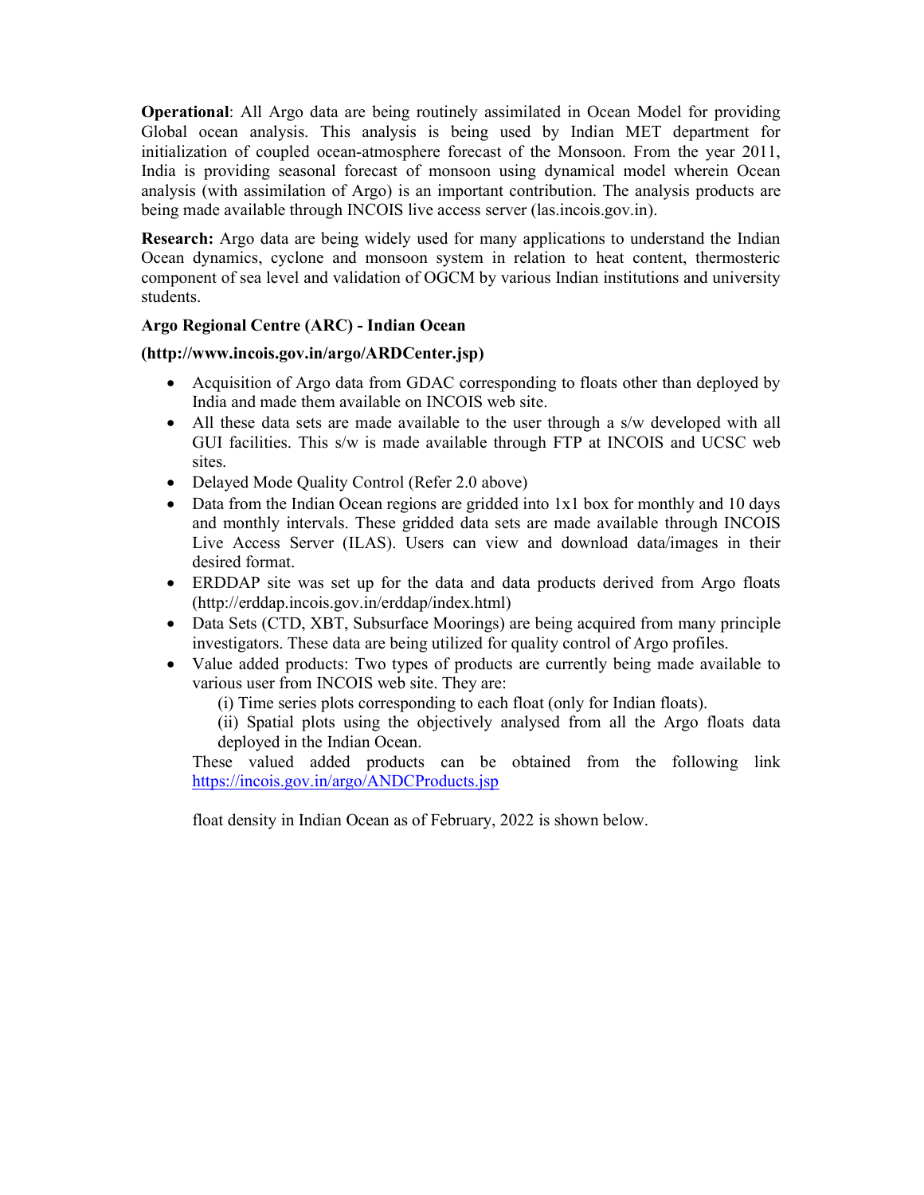**Operational**: All Argo data are being routinely assimilated in Ocean Model for providing Global ocean analysis. This analysis is being used by Indian MET department for initialization of coupled ocean-atmosphere forecast of the Monsoon. From the year 2011, India is providing seasonal forecast of monsoon using dynamical model wherein Ocean analysis (with assimilation of Argo) is an important contribution. The analysis products are being made available through INCOIS live access server (las.incois.gov.in).

**Research:** Argo data are being widely used for many applications to understand the Indian Ocean dynamics, cyclone and monsoon system in relation to heat content, thermosteric component of sea level and validation of OGCM by various Indian institutions and university students.

**Argo Regional Centre (ARC) - Indian Ocean**

**(http://www.incois.gov.in/argo/ARDCenter.jsp)**

- Acquisition of Argo data from GDAC corresponding to floats other than deployed by India and made them available on INCOIS web site.
- All these data sets are made available to the user through a s/w developed with all GUI facilities. This s/w is made available through FTP at INCOIS and UCSC web sites.
- Delayed Mode Quality Control (Refer 2.0 above)
- Data from the Indian Ocean regions are gridded into 1x1 box for monthly and 10 days and monthly intervals. These gridded data sets are made available through INCOIS Live Access Server (ILAS). Users can view and download data/images in their desired format.
- ERDDAP site was set up for the data and data products derived from Argo floats (http://erddap.incois.gov.in/erddap/index.html)
- Data Sets (CTD, XBT, Subsurface Moorings) are being acquired from many principle investigators. These data are being utilized for quality control of Argo profiles.
- Value added products: Two types of products are currently being made available to various user from INCOIS web site. They are:

  (i) Time series plots corresponding to each float (only for Indian floats).

  (ii) Spatial plots using the objectively analysed from all the Argo floats data deployed in the Indian Ocean.

  These valued added products can be obtained from the following link [https://incois.gov.in/argo/ANDCProducts.jsp](https://incois.gov.in/argo/ANDCProducts.jsp)

  float density in Indian Ocean as of February, 2022 is shown below.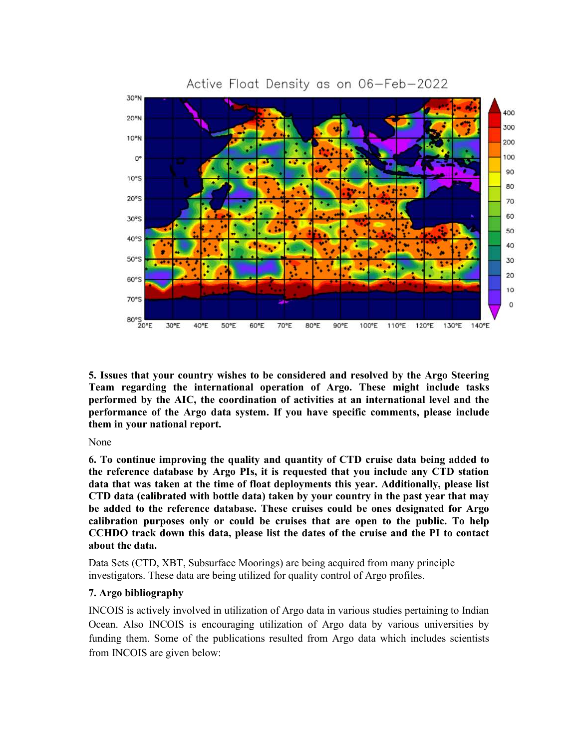**5. Issues that your country wishes to be considered and resolved by the Argo Steering Team regarding the international operation of Argo. These might include tasks performed by the AIC, the coordination of activities at an international level and the performance of the Argo data system. If you have specific comments, please include them in your national report.**

None

**6. To continue improving the quality and quantity of CTD cruise data being added to the reference database by Argo PIs, it is requested that you include any CTD station data that was taken at the time of float deployments this year. Additionally, please list CTD data (calibrated with bottle data) taken by your country in the past year that may be added to the reference database. These cruises could be ones designated for Argo calibration purposes only or could be cruises that are open to the public. To help CCHDO track down this data, please list the dates of the cruise and the PI to contact about the data.**

Data Sets (CTD, XBT, Subsurface Moorings) are being acquired from many principle investigators. These data are being utilized for quality control of Argo profiles.

**7. Argo bibliography**

INCOIS is actively involved in utilization of Argo data in various studies pertaining to Indian Ocean. Also INCOIS is encouraging utilization of Argo data by various universities by funding them. Some of the publications resulted from Argo data which includes scientists from INCOIS are given below: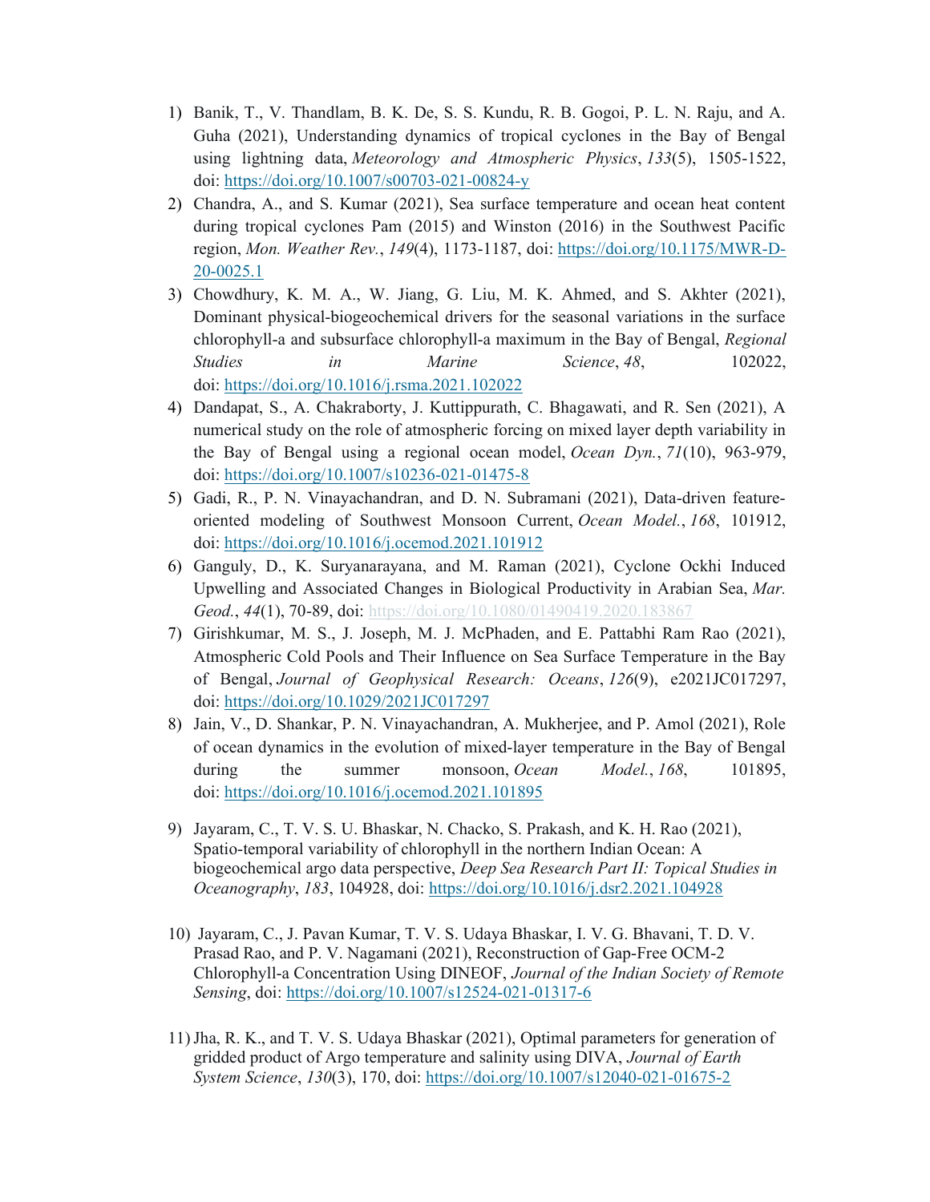1) Banik, T., V. Thandlam, B. K. De, S. S. Kundu, R. B. Gogoi, P. L. N. Raju, and A. Guha (2021), Understanding dynamics of tropical cyclones in the Bay of Bengal using lightning data, *Meteorology and Atmospheric Physics*, *133*(5), 1505-1522, doi: https://doi.org/10.1007/s00703-021-00824-y
2) Chandra, A., and S. Kumar (2021), Sea surface temperature and ocean heat content during tropical cyclones Pam (2015) and Winston (2016) in the Southwest Pacific region, *Mon. Weather Rev.*, *149*(4), 1173-1187, doi: https://doi.org/10.1175/MWR-D-20-0025.1
3) Chowdhury, K. M. A., W. Jiang, G. Liu, M. K. Ahmed, and S. Akhter (2021), Dominant physical-biogeochemical drivers for the seasonal variations in the surface chlorophyll-a and subsurface chlorophyll-a maximum in the Bay of Bengal, *Regional Studies in Marine Science*, *48*, 102022, doi: https://doi.org/10.1016/j.rsma.2021.102022
4) Dandapat, S., A. Chakraborty, J. Kuttippurath, C. Bhagawati, and R. Sen (2021), A numerical study on the role of atmospheric forcing on mixed layer depth variability in the Bay of Bengal using a regional ocean model, *Ocean Dyn.*, *71*(10), 963-979, doi: https://doi.org/10.1007/s10236-021-01475-8
5) Gadi, R., P. N. Vinayachandran, and D. N. Subramani (2021), Data-driven feature-oriented modeling of Southwest Monsoon Current, *Ocean Model.*, *168*, 101912, doi: https://doi.org/10.1016/j.ocemod.2021.101912
6) Ganguly, D., K. Suryanarayana, and M. Raman (2021), Cyclone Ockhi Induced Upwelling and Associated Changes in Biological Productivity in Arabian Sea, *Mar. Geod.*, *44*(1), 70-89, doi: https://doi.org/10.1080/01490419.2020.183867
7) Girishkumar, M. S., J. Joseph, M. J. McPhaden, and E. Pattabhi Ram Rao (2021), Atmospheric Cold Pools and Their Influence on Sea Surface Temperature in the Bay of Bengal, *Journal of Geophysical Research: Oceans*, *126*(9), e2021JC017297, doi: https://doi.org/10.1029/2021JC017297
8) Jain, V., D. Shankar, P. N. Vinayachandran, A. Mukherjee, and P. Amol (2021), Role of ocean dynamics in the evolution of mixed-layer temperature in the Bay of Bengal during the summer monsoon, *Ocean Model.*, *168*, 101895, doi: https://doi.org/10.1016/j.ocemod.2021.101895
9) Jayaram, C., T. V. S. U. Bhaskar, N. Chacko, S. Prakash, and K. H. Rao (2021), Spatio-temporal variability of chlorophyll in the northern Indian Ocean: A biogeochemical argo data perspective, *Deep Sea Research Part II: Topical Studies in Oceanography*, *183*, 104928, doi: https://doi.org/10.1016/j.dsr2.2021.104928
10) Jayaram, C., J. Pavan Kumar, T. V. S. Udaya Bhaskar, I. V. G. Bhavani, T. D. V. Prasad Rao, and P. V. Nagamani (2021), Reconstruction of Gap-Free OCM-2 Chlorophyll-a Concentration Using DINEOF, *Journal of the Indian Society of Remote Sensing*, doi: https://doi.org/10.1007/s12524-021-01317-6
11) Jha, R. K., and T. V. S. Udaya Bhaskar (2021), Optimal parameters for generation of gridded product of Argo temperature and salinity using DIVA, *Journal of Earth System Science*, *130*(3), 170, doi: https://doi.org/10.1007/s12040-021-01675-2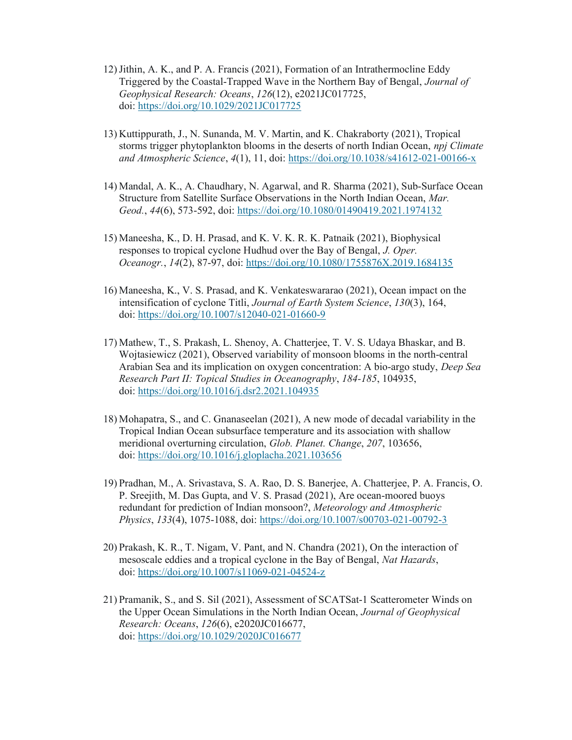12) Jithin, A. K., and P. A. Francis (2021), Formation of an Intrathermocline Eddy Triggered by the Coastal-Trapped Wave in the Northern Bay of Bengal, *Journal of Geophysical Research: Oceans*, *126*(12), e2021JC017725, doi: https://doi.org/10.1029/2021JC017725

13) Kuttippurath, J., N. Sunanda, M. V. Martin, and K. Chakraborty (2021), Tropical storms trigger phytoplankton blooms in the deserts of north Indian Ocean, *npj Climate and Atmospheric Science*, *4*(1), 11, doi: https://doi.org/10.1038/s41612-021-00166-x

14) Mandal, A. K., A. Chaudhary, N. Agarwal, and R. Sharma (2021), Sub-Surface Ocean Structure from Satellite Surface Observations in the North Indian Ocean, *Mar. Geod.*, *44*(6), 573-592, doi: https://doi.org/10.1080/01490419.2021.1974132

15) Maneesha, K., D. H. Prasad, and K. V. K. R. K. Patnaik (2021), Biophysical responses to tropical cyclone Hudhud over the Bay of Bengal, *J. Oper. Oceanogr.*, *14*(2), 87-97, doi: https://doi.org/10.1080/1755876X.2019.1684135

16) Maneesha, K., V. S. Prasad, and K. Venkateswararao (2021), Ocean impact on the intensification of cyclone Titli, *Journal of Earth System Science*, *130*(3), 164, doi: https://doi.org/10.1007/s12040-021-01660-9

17) Mathew, T., S. Prakash, L. Shenoy, A. Chatterjee, T. V. S. Udaya Bhaskar, and B. Wojtasiewicz (2021), Observed variability of monsoon blooms in the north-central Arabian Sea and its implication on oxygen concentration: A bio-argo study, *Deep Sea Research Part II: Topical Studies in Oceanography*, *184-185*, 104935, doi: https://doi.org/10.1016/j.dsr2.2021.104935

18) Mohapatra, S., and C. Gnanaseelan (2021), A new mode of decadal variability in the Tropical Indian Ocean subsurface temperature and its association with shallow meridional overturning circulation, *Glob. Planet. Change*, *207*, 103656, doi: https://doi.org/10.1016/j.gloplacha.2021.103656

19) Pradhan, M., A. Srivastava, S. A. Rao, D. S. Banerjee, A. Chatterjee, P. A. Francis, O. P. Sreejith, M. Das Gupta, and V. S. Prasad (2021), Are ocean-moored buoys redundant for prediction of Indian monsoon?, *Meteorology and Atmospheric Physics*, *133*(4), 1075-1088, doi: https://doi.org/10.1007/s00703-021-00792-3

20) Prakash, K. R., T. Nigam, V. Pant, and N. Chandra (2021), On the interaction of mesoscale eddies and a tropical cyclone in the Bay of Bengal, *Nat Hazards*, doi: https://doi.org/10.1007/s11069-021-04524-z

21) Pramanik, S., and S. Sil (2021), Assessment of SCATSat-1 Scatterometer Winds on the Upper Ocean Simulations in the North Indian Ocean, *Journal of Geophysical Research: Oceans*, *126*(6), e2020JC016677, doi: https://doi.org/10.1029/2020JC016677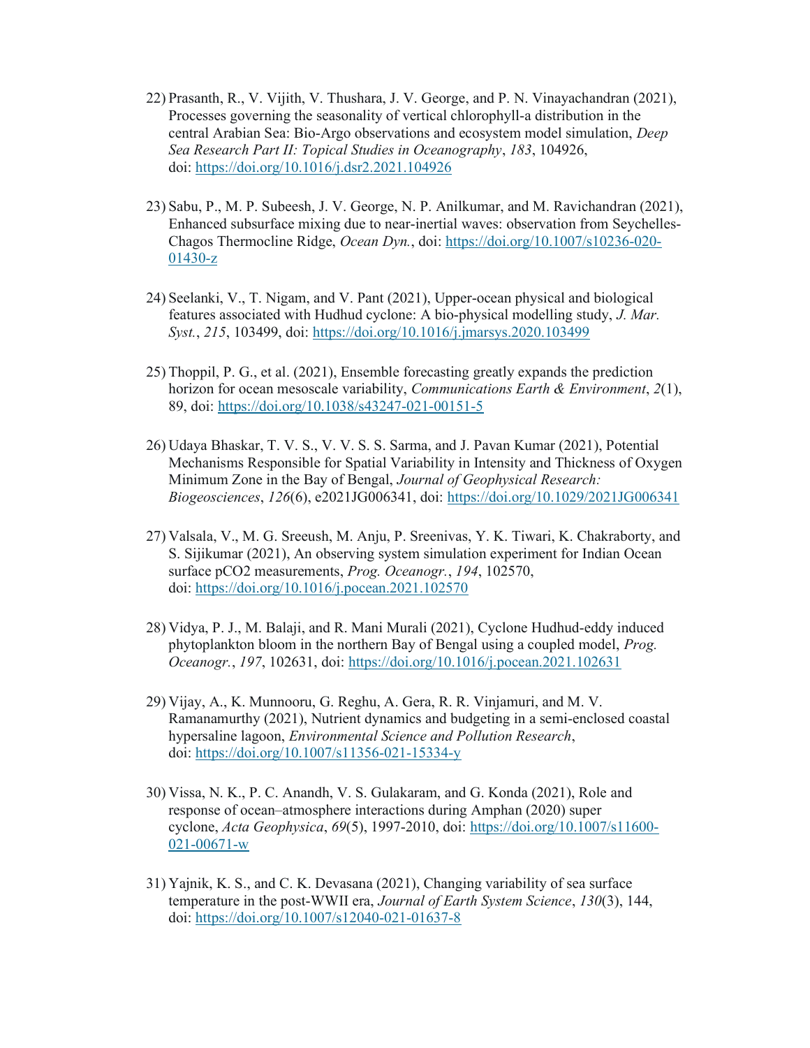22) Prasanth, R., V. Vijith, V. Thushara, J. V. George, and P. N. Vinayachandran (2021), Processes governing the seasonality of vertical chlorophyll-a distribution in the central Arabian Sea: Bio-Argo observations and ecosystem model simulation, *Deep Sea Research Part II: Topical Studies in Oceanography*, *183*, 104926, doi: https://doi.org/10.1016/j.dsr2.2021.104926

23) Sabu, P., M. P. Subeesh, J. V. George, N. P. Anilkumar, and M. Ravichandran (2021), Enhanced subsurface mixing due to near-inertial waves: observation from Seychelles-Chagos Thermocline Ridge, *Ocean Dyn.*, doi: https://doi.org/10.1007/s10236-020-01430-z

24) Seelanki, V., T. Nigam, and V. Pant (2021), Upper-ocean physical and biological features associated with Hudhud cyclone: A bio-physical modelling study, *J. Mar. Syst.*, *215*, 103499, doi: https://doi.org/10.1016/j.jmarsys.2020.103499

25) Thoppil, P. G., et al. (2021), Ensemble forecasting greatly expands the prediction horizon for ocean mesoscale variability, *Communications Earth & Environment*, *2*(1), 89, doi: https://doi.org/10.1038/s43247-021-00151-5

26) Udaya Bhaskar, T. V. S., V. V. S. S. Sarma, and J. Pavan Kumar (2021), Potential Mechanisms Responsible for Spatial Variability in Intensity and Thickness of Oxygen Minimum Zone in the Bay of Bengal, *Journal of Geophysical Research: Biogeosciences*, *126*(6), e2021JG006341, doi: https://doi.org/10.1029/2021JG006341

27) Valsala, V., M. G. Sreeush, M. Anju, P. Sreenivas, Y. K. Tiwari, K. Chakraborty, and S. Sijikumar (2021), An observing system simulation experiment for Indian Ocean surface pCO2 measurements, *Prog. Oceanogr.*, *194*, 102570, doi: https://doi.org/10.1016/j.pocean.2021.102570

28) Vidya, P. J., M. Balaji, and R. Mani Murali (2021), Cyclone Hudhud-eddy induced phytoplankton bloom in the northern Bay of Bengal using a coupled model, *Prog. Oceanogr.*, *197*, 102631, doi: https://doi.org/10.1016/j.pocean.2021.102631

29) Vijay, A., K. Munnooru, G. Reghu, A. Gera, R. R. Vinjamuri, and M. V. Ramanamurthy (2021), Nutrient dynamics and budgeting in a semi-enclosed coastal hypersaline lagoon, *Environmental Science and Pollution Research*, doi: https://doi.org/10.1007/s11356-021-15334-y

30) Vissa, N. K., P. C. Anandh, V. S. Gulakaram, and G. Konda (2021), Role and response of ocean–atmosphere interactions during Amphan (2020) super cyclone, *Acta Geophysica*, *69*(5), 1997-2010, doi: https://doi.org/10.1007/s11600-021-00671-w

31) Yajnik, K. S., and C. K. Devasana (2021), Changing variability of sea surface temperature in the post-WWII era, *Journal of Earth System Science*, *130*(3), 144, doi: https://doi.org/10.1007/s12040-021-01637-8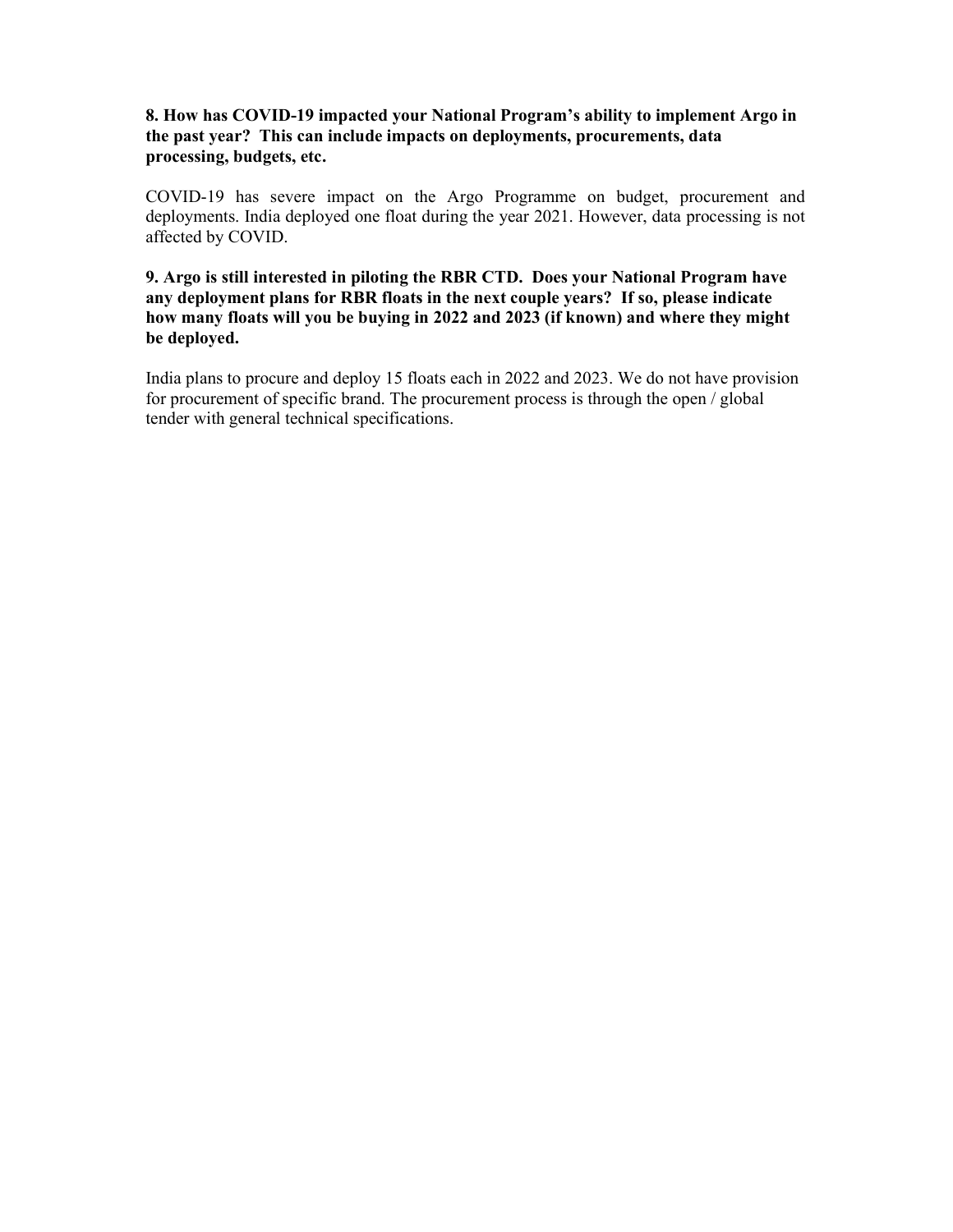**8. How has COVID-19 impacted your National Program's ability to implement Argo in the past year? This can include impacts on deployments, procurements, data processing, budgets, etc.**

COVID-19 has severe impact on the Argo Programme on budget, procurement and deployments. India deployed one float during the year 2021. However, data processing is not affected by COVID.

**9. Argo is still interested in piloting the RBR CTD. Does your National Program have any deployment plans for RBR floats in the next couple years? If so, please indicate how many floats will you be buying in 2022 and 2023 (if known) and where they might be deployed.**

India plans to procure and deploy 15 floats each in 2022 and 2023. We do not have provision for procurement of specific brand. The procurement process is through the open / global tender with general technical specifications.